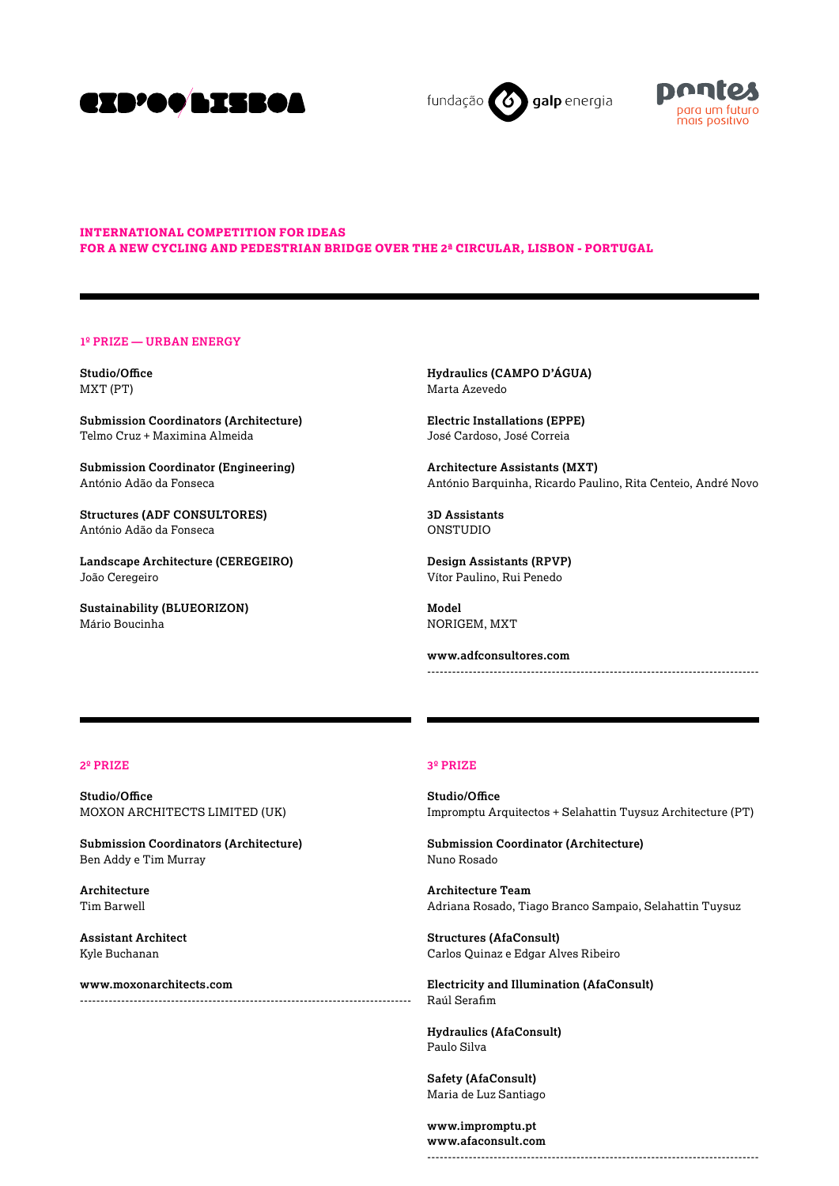## INTERNATIONAL COMPETITION FOR IDEAS
## FOR A NEW CYCLING AND PEDESTRIAN BRIDGE OVER THE 2ª CIRCULAR, LISBON - PORTUGAL

### 1º PRIZE — URBAN ENERGY

**Studio/Office**
MXT (PT)

**Submission Coordinators (Architecture)**
Telmo Cruz + Maximina Almeida

**Submission Coordinator (Engineering)**
António Adão da Fonseca

**Structures (ADF CONSULTORES)**
António Adão da Fonseca

**Landscape Architecture (CEREGEIRO)**
João Ceregeiro

**Sustainability (BLUEORIZON)**
Mário Boucinha

**Hydraulics (CAMPO D'ÁGUA)**
Marta Azevedo

**Electric Installations (EPPE)**
José Cardoso, José Correia

**Architecture Assistants (MXT)**
António Barquinha, Ricardo Paulino, Rita Centeio, André Novo

**3D Assistants**
ONSTUDIO

**Design Assistants (RPVP)**
Vítor Paulino, Rui Penedo

**Model**
NORIGEM, MXT

**www.adfconsultores.com**

### 2º PRIZE

**Studio/Office**
MOXON ARCHITECTS LIMITED (UK)

**Submission Coordinators (Architecture)**
Ben Addy e Tim Murray

**Architecture**
Tim Barwell

**Assistant Architect**
Kyle Buchanan

**www.moxonarchitects.com**

### 3º PRIZE

**Studio/Office**
Impromptu Arquitectos + Selahattin Tuysuz Architecture (PT)

**Submission Coordinator (Architecture)**
Nuno Rosado

**Architecture Team**
Adriana Rosado, Tiago Branco Sampaio, Selahattin Tuysuz

**Structures (AfaConsult)**
Carlos Quinaz e Edgar Alves Ribeiro

**Electricity and Illumination (AfaConsult)**
Raúl Serafim

**Hydraulics (AfaConsult)**
Paulo Silva

**Safety (AfaConsult)**
Maria de Luz Santiago

**www.impromptu.pt**
**www.afaconsult.com**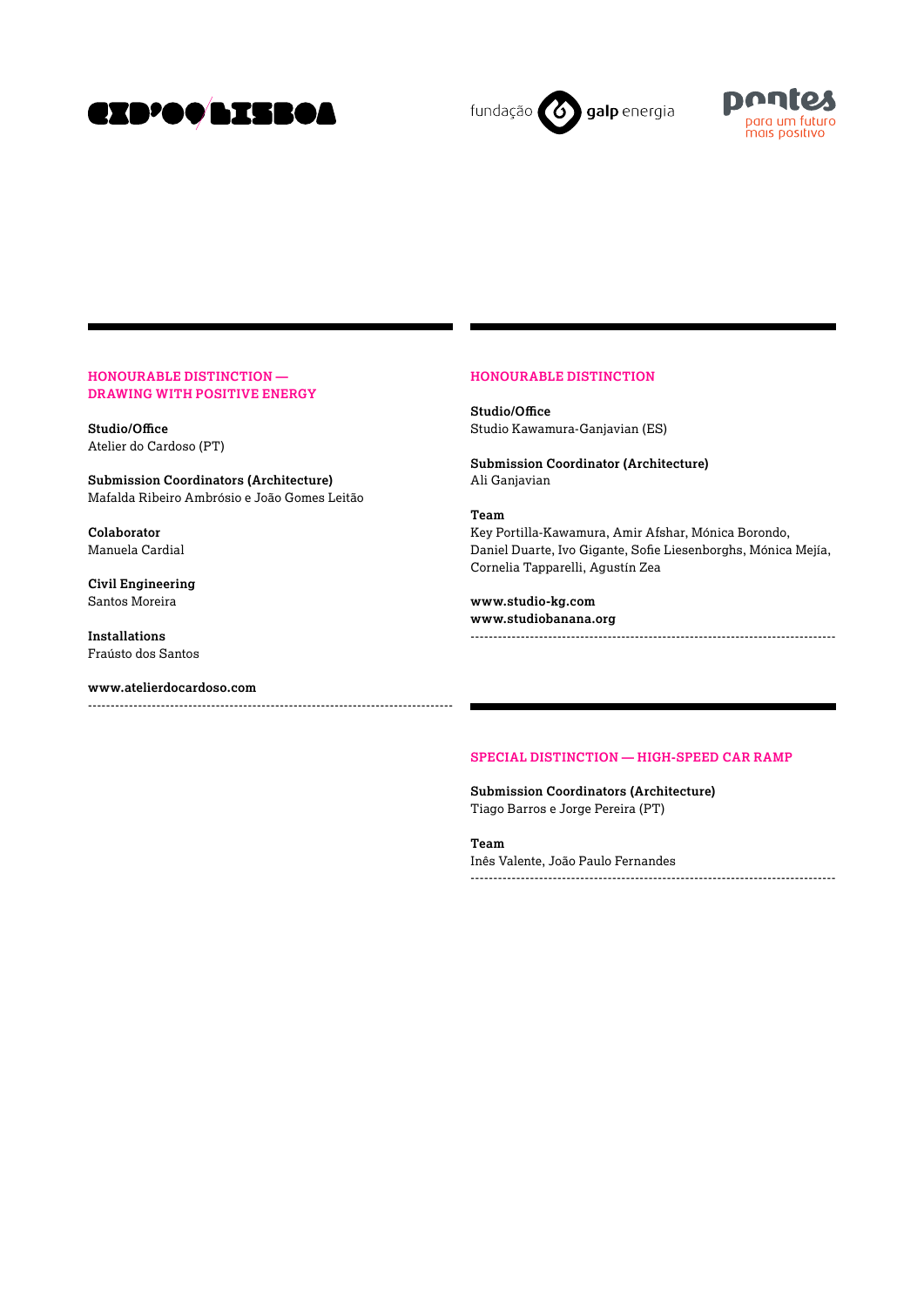## HONOURABLE DISTINCTION — DRAWING WITH POSITIVE ENERGY

**Studio/Office**
Atelier do Cardoso (PT)

**Submission Coordinators (Architecture)**
Mafalda Ribeiro Ambrósio e João Gomes Leitão

**Colaborator**
Manuela Cardial

**Civil Engineering**
Santos Moreira

**Installations**
Fraústo dos Santos

**www.atelierdocardoso.com**

---

## HONOURABLE DISTINCTION

**Studio/Office**
Studio Kawamura-Ganjavian (ES)

**Submission Coordinator (Architecture)**
Ali Ganjavian

**Team**
Key Portilla-Kawamura, Amir Afshar, Mónica Borondo, Daniel Duarte, Ivo Gigante, Sofie Liesenborghs, Mónica Mejía, Cornelia Tapparelli, Agustín Zea

**www.studio-kg.com**
**www.studiobanana.org**

---

## SPECIAL DISTINCTION — HIGH-SPEED CAR RAMP

**Submission Coordinators (Architecture)**
Tiago Barros e Jorge Pereira (PT)

**Team**
Inês Valente, João Paulo Fernandes